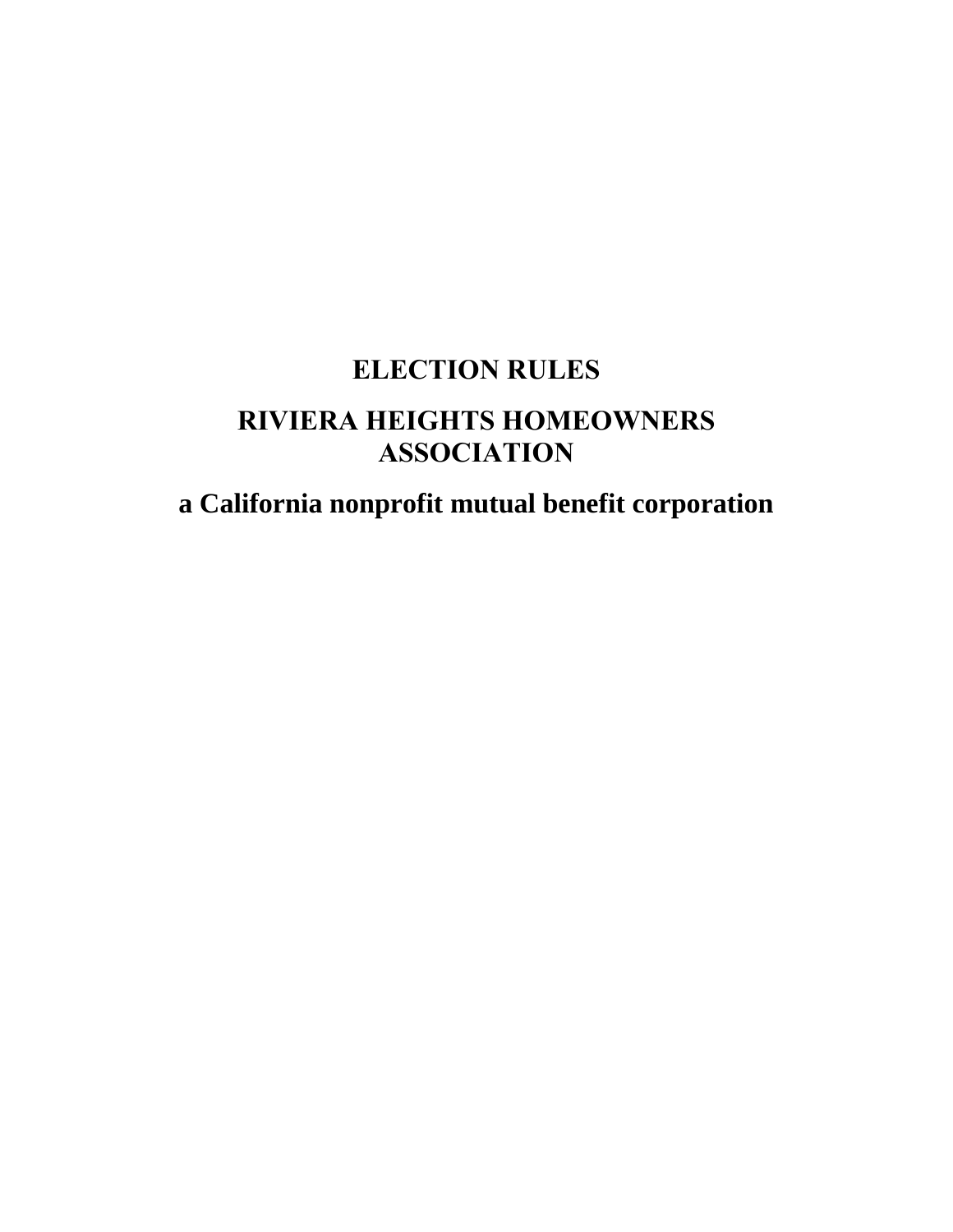# ELECTION RULES

# RIVIERA HEIGHTS HOMEOWNERS ASSOCIATION

# a California nonprofit mutual benefit corporation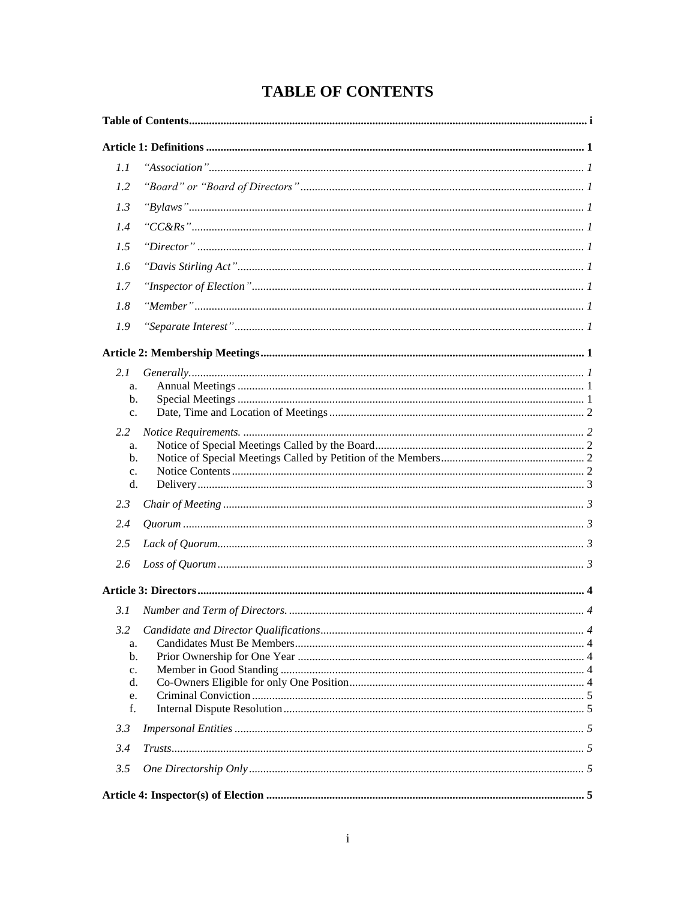# TABLE OF CONTENTS

**Table of Contents** ..... **i**

**Article 1: Definitions** ..... **1**

*1.1 "Association"* ..... *1*

*1.2 "Board" or "Board of Directors"* ..... *1*

*1.3 "Bylaws"* ..... *1*

*1.4 "CC&Rs"* ..... *1*

*1.5 "Director"* ..... *1*

*1.6 "Davis Stirling Act"* ..... *1*

*1.7 "Inspector of Election"* ..... *1*

*1.8 "Member"* ..... *1*

*1.9 "Separate Interest"* ..... *1*

**Article 2: Membership Meetings** ..... **1**

*2.1 Generally* ..... *1*

- a. Annual Meetings ..... 1
- b. Special Meetings ..... 1
- c. Date, Time and Location of Meetings ..... 2

*2.2 Notice Requirements.* ..... *2*

- a. Notice of Special Meetings Called by the Board ..... 2
- b. Notice of Special Meetings Called by Petition of the Members ..... 2
- c. Notice Contents ..... 2
- d. Delivery ..... 3

*2.3 Chair of Meeting* ..... *3*

*2.4 Quorum* ..... *3*

*2.5 Lack of Quorum* ..... *3*

*2.6 Loss of Quorum* ..... *3*

**Article 3: Directors** ..... **4**

*3.1 Number and Term of Directors.* ..... *4*

*3.2 Candidate and Director Qualifications* ..... *4*

- a. Candidates Must Be Members ..... 4
- b. Prior Ownership for One Year ..... 4
- c. Member in Good Standing ..... 4
- d. Co-Owners Eligible for only One Position ..... 4
- e. Criminal Conviction ..... 5
- f. Internal Dispute Resolution ..... 5

*3.3 Impersonal Entities* ..... *5*

*3.4 Trusts* ..... *5*

*3.5 One Directorship Only* ..... *5*

**Article 4: Inspector(s) of Election** ..... **5**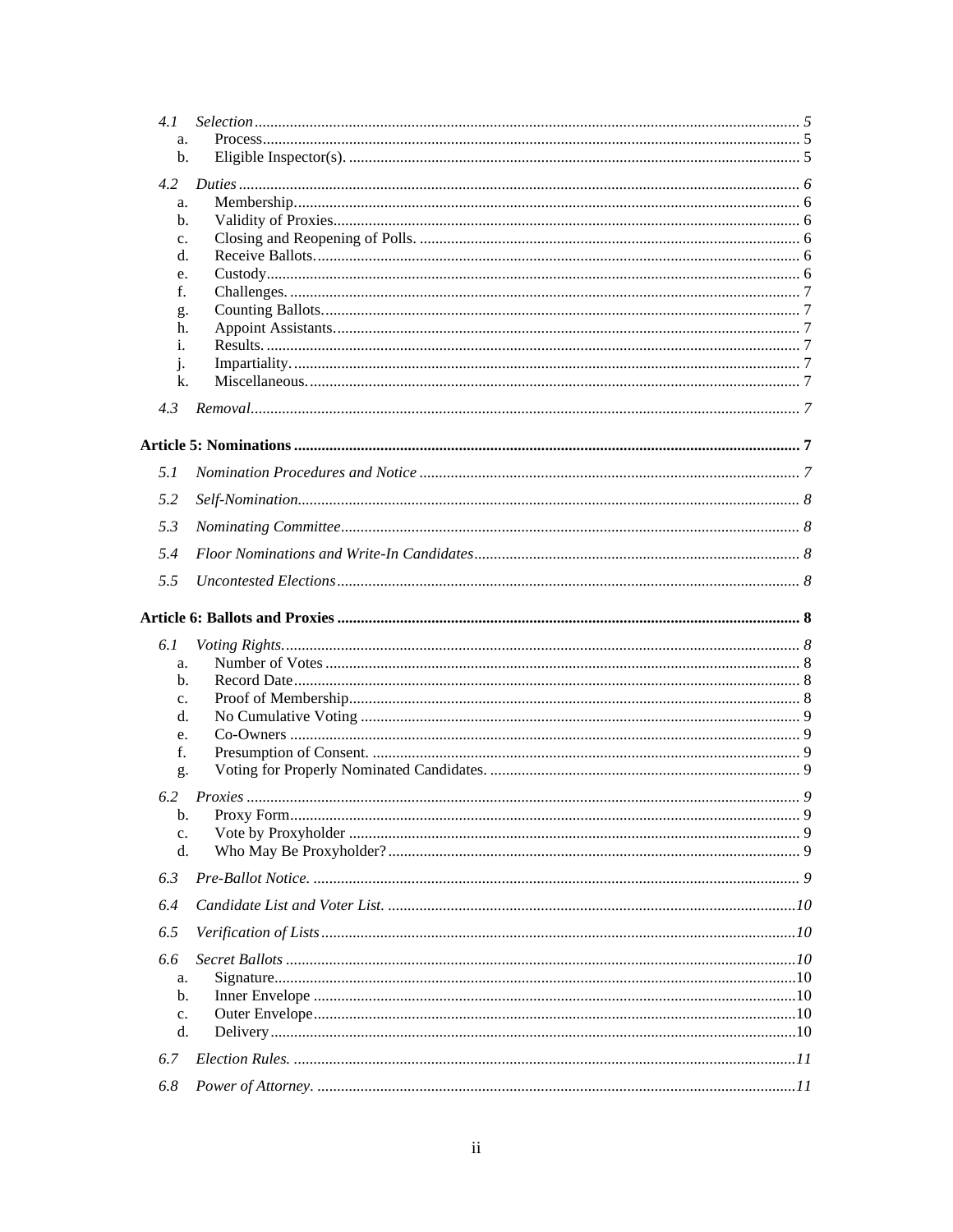4.1 *Selection* ........ *5*
- a. Process ........ 5
- b. Eligible Inspector(s). ........ 5

4.2 *Duties* ........ *6*
- a. Membership ........ 6
- b. Validity of Proxies ........ 6
- c. Closing and Reopening of Polls. ........ 6
- d. Receive Ballots. ........ 6
- e. Custody ........ 6
- f. Challenges. ........ 7
- g. Counting Ballots. ........ 7
- h. Appoint Assistants ........ 7
- i. Results. ........ 7
- j. Impartiality. ........ 7
- k. Miscellaneous. ........ 7

4.3 *Removal* ........ *7*

**Article 5: Nominations ........ 7**

5.1 *Nomination Procedures and Notice* ........ *7*

5.2 *Self-Nomination* ........ *8*

5.3 *Nominating Committee* ........ *8*

5.4 *Floor Nominations and Write-In Candidates* ........ *8*

5.5 *Uncontested Elections* ........ *8*

**Article 6: Ballots and Proxies ........ 8**

6.1 *Voting Rights* ........ *8*
- a. Number of Votes ........ 8
- b. Record Date ........ 8
- c. Proof of Membership ........ 8
- d. No Cumulative Voting ........ 9
- e. Co-Owners ........ 9
- f. Presumption of Consent. ........ 9
- g. Voting for Properly Nominated Candidates. ........ 9

6.2 *Proxies* ........ *9*
- b. Proxy Form ........ 9
- c. Vote by Proxyholder ........ 9
- d. Who May Be Proxyholder? ........ 9

6.3 *Pre-Ballot Notice.* ........ *9*

6.4 *Candidate List and Voter List.* ........ *10*

6.5 *Verification of Lists* ........ *10*

6.6 *Secret Ballots* ........ *10*
- a. Signature ........ 10
- b. Inner Envelope ........ 10
- c. Outer Envelope ........ 10
- d. Delivery ........ 10

6.7 *Election Rules.* ........ *11*

6.8 *Power of Attorney.* ........ *11*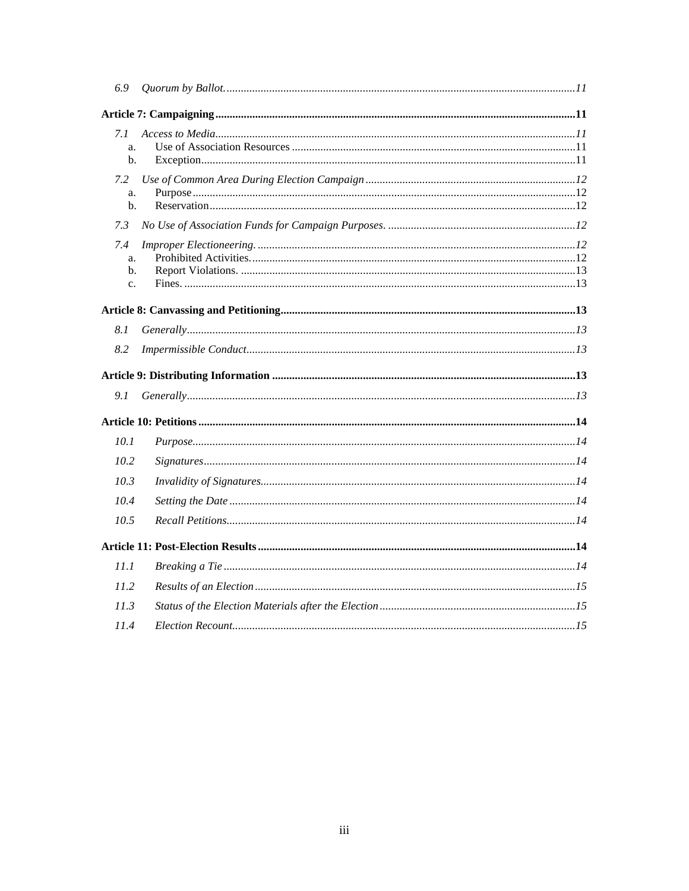6.9 *Quorum by Ballot.* ........ 11

**Article 7: Campaigning** ........ **11**

7.1 *Access to Media* ........ 11
   a. Use of Association Resources ........ 11
   b. Exception ........ 11

7.2 *Use of Common Area During Election Campaign* ........ 12
   a. Purpose ........ 12
   b. Reservation ........ 12

7.3 *No Use of Association Funds for Campaign Purposes.* ........ 12

7.4 *Improper Electioneering.* ........ 12
   a. Prohibited Activities. ........ 12
   b. Report Violations. ........ 13
   c. Fines. ........ 13

**Article 8: Canvassing and Petitioning** ........ **13**

8.1 *Generally* ........ 13

8.2 *Impermissible Conduct* ........ 13

**Article 9: Distributing Information** ........ **13**

9.1 *Generally* ........ 13

**Article 10: Petitions** ........ **14**

10.1 *Purpose* ........ 14

10.2 *Signatures* ........ 14

10.3 *Invalidity of Signatures* ........ 14

10.4 *Setting the Date* ........ 14

10.5 *Recall Petitions* ........ 14

**Article 11: Post-Election Results** ........ **14**

11.1 *Breaking a Tie* ........ 14

11.2 *Results of an Election* ........ 15

11.3 *Status of the Election Materials after the Election* ........ 15

11.4 *Election Recount* ........ 15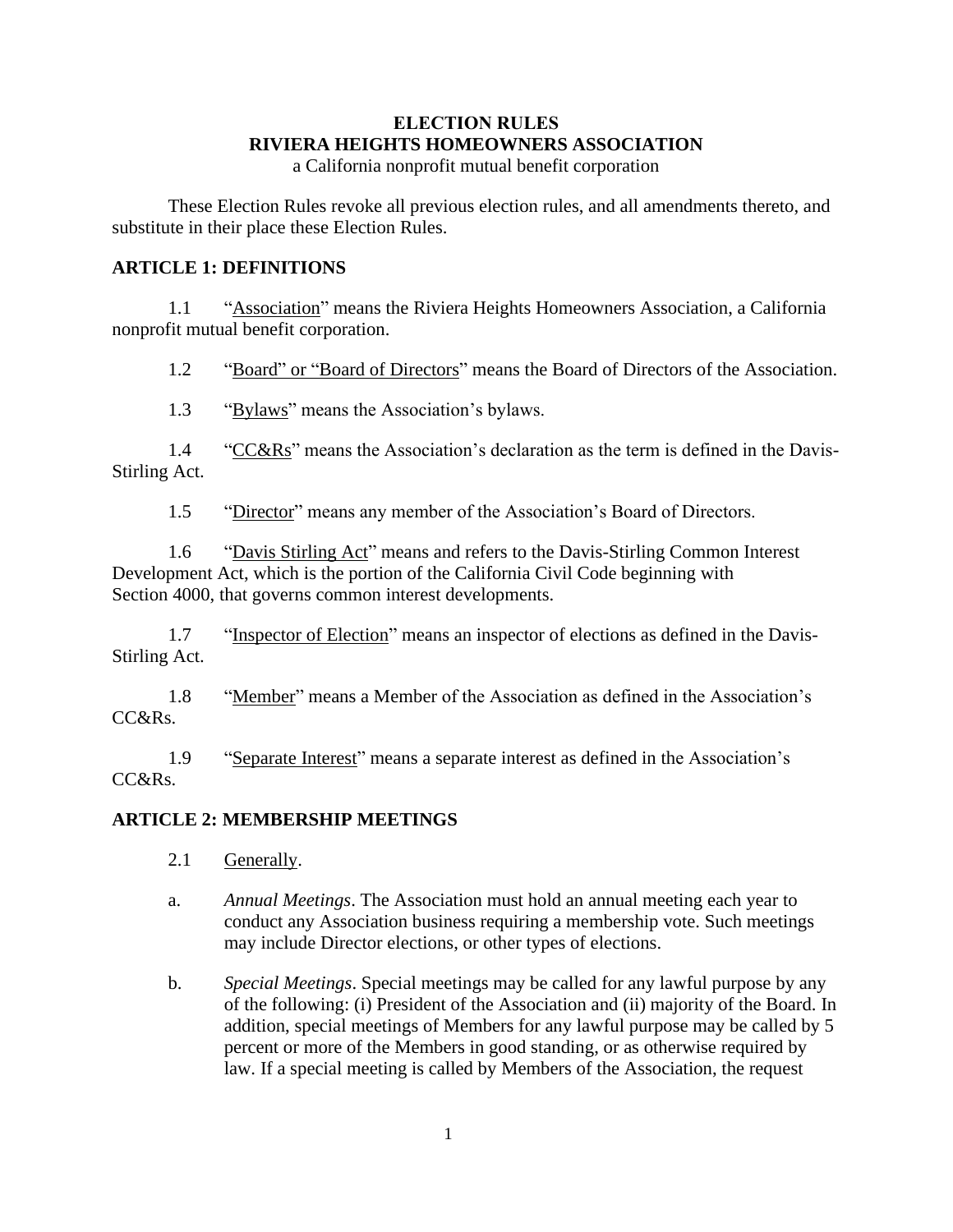**ELECTION RULES**
**RIVIERA HEIGHTS HOMEOWNERS ASSOCIATION**
a California nonprofit mutual benefit corporation

These Election Rules revoke all previous election rules, and all amendments thereto, and substitute in their place these Election Rules.

## ARTICLE 1: DEFINITIONS

1.1 "Association" means the Riviera Heights Homeowners Association, a California nonprofit mutual benefit corporation.

1.2 "Board" or "Board of Directors" means the Board of Directors of the Association.

1.3 "Bylaws" means the Association's bylaws.

1.4 "CC&Rs" means the Association's declaration as the term is defined in the Davis-Stirling Act.

1.5 "Director" means any member of the Association's Board of Directors.

1.6 "Davis Stirling Act" means and refers to the Davis-Stirling Common Interest Development Act, which is the portion of the California Civil Code beginning with Section 4000, that governs common interest developments.

1.7 "Inspector of Election" means an inspector of elections as defined in the Davis-Stirling Act.

1.8 "Member" means a Member of the Association as defined in the Association's CC&Rs.

1.9 "Separate Interest" means a separate interest as defined in the Association's CC&Rs.

## ARTICLE 2: MEMBERSHIP MEETINGS

2.1 Generally.

a. *Annual Meetings*. The Association must hold an annual meeting each year to conduct any Association business requiring a membership vote. Such meetings may include Director elections, or other types of elections.

b. *Special Meetings*. Special meetings may be called for any lawful purpose by any of the following: (i) President of the Association and (ii) majority of the Board. In addition, special meetings of Members for any lawful purpose may be called by 5 percent or more of the Members in good standing, or as otherwise required by law. If a special meeting is called by Members of the Association, the request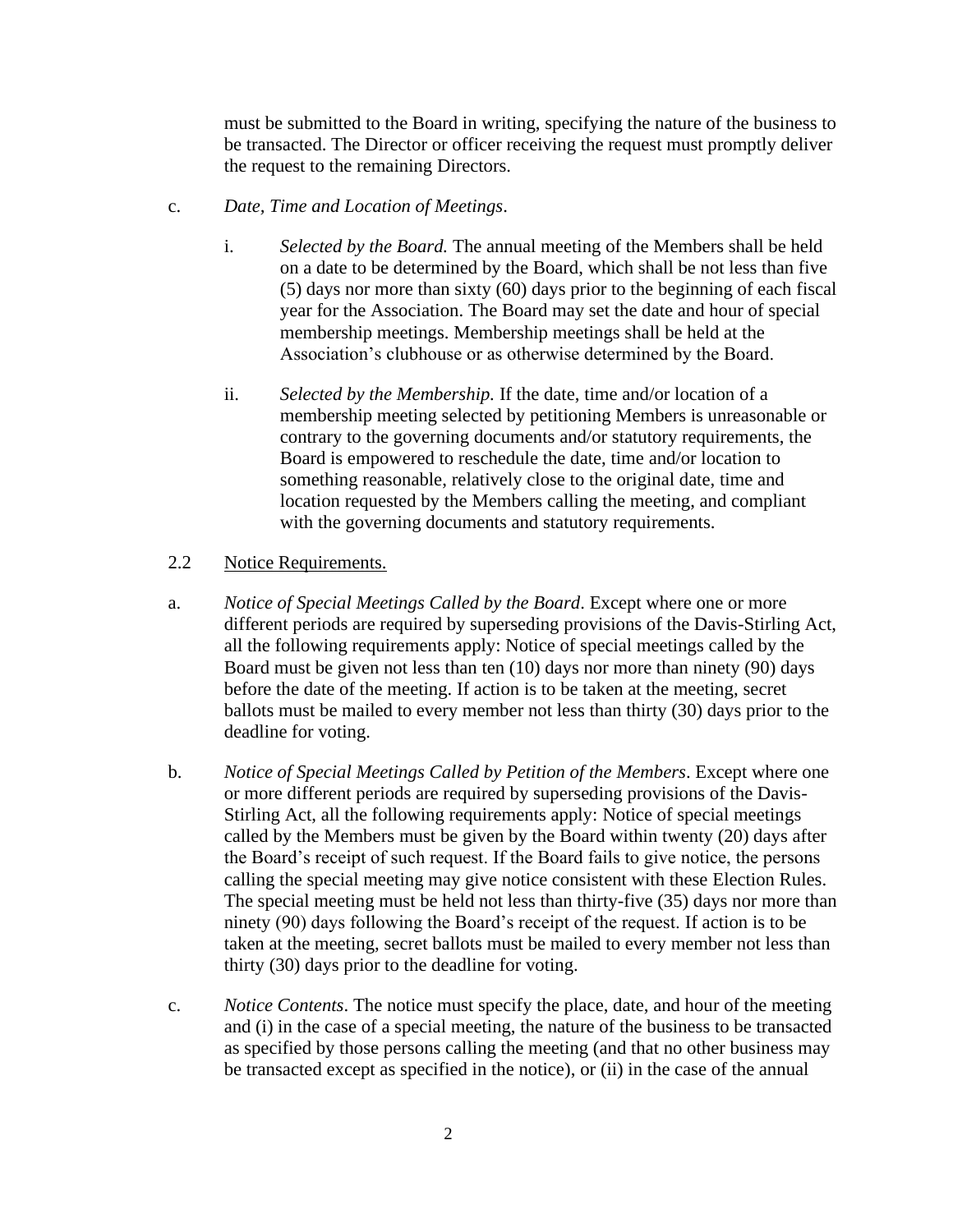must be submitted to the Board in writing, specifying the nature of the business to be transacted. The Director or officer receiving the request must promptly deliver the request to the remaining Directors.

c. *Date, Time and Location of Meetings*.

   i. *Selected by the Board.* The annual meeting of the Members shall be held on a date to be determined by the Board, which shall be not less than five (5) days nor more than sixty (60) days prior to the beginning of each fiscal year for the Association. The Board may set the date and hour of special membership meetings. Membership meetings shall be held at the Association's clubhouse or as otherwise determined by the Board.

   ii. *Selected by the Membership.* If the date, time and/or location of a membership meeting selected by petitioning Members is unreasonable or contrary to the governing documents and/or statutory requirements, the Board is empowered to reschedule the date, time and/or location to something reasonable, relatively close to the original date, time and location requested by the Members calling the meeting, and compliant with the governing documents and statutory requirements.

2.2 Notice Requirements.

a. *Notice of Special Meetings Called by the Board*. Except where one or more different periods are required by superseding provisions of the Davis-Stirling Act, all the following requirements apply: Notice of special meetings called by the Board must be given not less than ten (10) days nor more than ninety (90) days before the date of the meeting. If action is to be taken at the meeting, secret ballots must be mailed to every member not less than thirty (30) days prior to the deadline for voting.

b. *Notice of Special Meetings Called by Petition of the Members*. Except where one or more different periods are required by superseding provisions of the Davis-Stirling Act, all the following requirements apply: Notice of special meetings called by the Members must be given by the Board within twenty (20) days after the Board's receipt of such request. If the Board fails to give notice, the persons calling the special meeting may give notice consistent with these Election Rules. The special meeting must be held not less than thirty-five (35) days nor more than ninety (90) days following the Board's receipt of the request. If action is to be taken at the meeting, secret ballots must be mailed to every member not less than thirty (30) days prior to the deadline for voting.

c. *Notice Contents*. The notice must specify the place, date, and hour of the meeting and (i) in the case of a special meeting, the nature of the business to be transacted as specified by those persons calling the meeting (and that no other business may be transacted except as specified in the notice), or (ii) in the case of the annual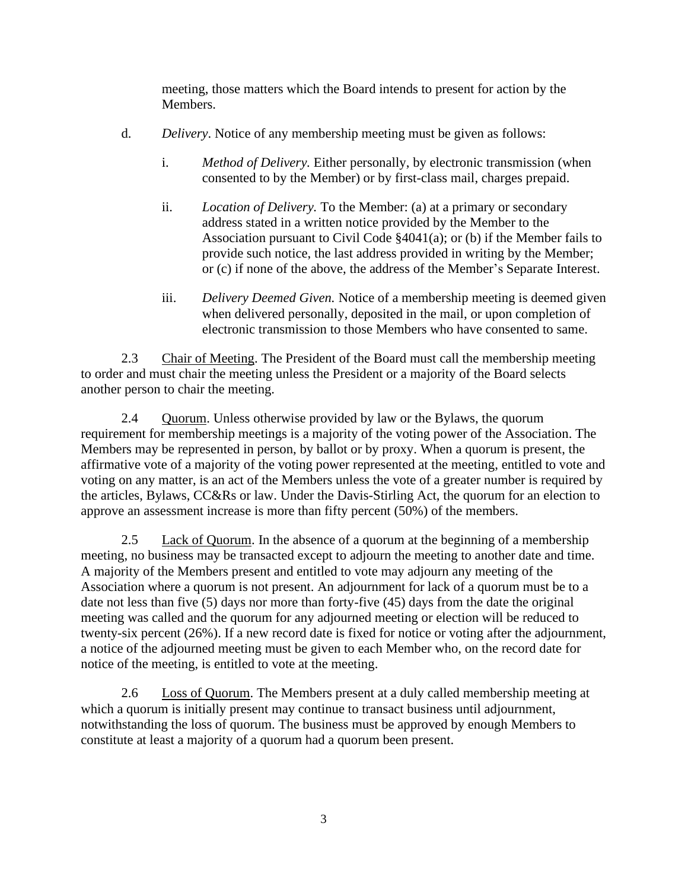meeting, those matters which the Board intends to present for action by the Members.

d. *Delivery*. Notice of any membership meeting must be given as follows:

   i. *Method of Delivery.* Either personally, by electronic transmission (when consented to by the Member) or by first-class mail, charges prepaid.

   ii. *Location of Delivery.* To the Member: (a) at a primary or secondary address stated in a written notice provided by the Member to the Association pursuant to Civil Code §4041(a); or (b) if the Member fails to provide such notice, the last address provided in writing by the Member; or (c) if none of the above, the address of the Member's Separate Interest.

   iii. *Delivery Deemed Given.* Notice of a membership meeting is deemed given when delivered personally, deposited in the mail, or upon completion of electronic transmission to those Members who have consented to same.

2.3 Chair of Meeting. The President of the Board must call the membership meeting to order and must chair the meeting unless the President or a majority of the Board selects another person to chair the meeting.

2.4 Quorum. Unless otherwise provided by law or the Bylaws, the quorum requirement for membership meetings is a majority of the voting power of the Association. The Members may be represented in person, by ballot or by proxy. When a quorum is present, the affirmative vote of a majority of the voting power represented at the meeting, entitled to vote and voting on any matter, is an act of the Members unless the vote of a greater number is required by the articles, Bylaws, CC&Rs or law. Under the Davis-Stirling Act, the quorum for an election to approve an assessment increase is more than fifty percent (50%) of the members.

2.5 Lack of Quorum. In the absence of a quorum at the beginning of a membership meeting, no business may be transacted except to adjourn the meeting to another date and time. A majority of the Members present and entitled to vote may adjourn any meeting of the Association where a quorum is not present. An adjournment for lack of a quorum must be to a date not less than five (5) days nor more than forty-five (45) days from the date the original meeting was called and the quorum for any adjourned meeting or election will be reduced to twenty-six percent (26%). If a new record date is fixed for notice or voting after the adjournment, a notice of the adjourned meeting must be given to each Member who, on the record date for notice of the meeting, is entitled to vote at the meeting.

2.6 Loss of Quorum. The Members present at a duly called membership meeting at which a quorum is initially present may continue to transact business until adjournment, notwithstanding the loss of quorum. The business must be approved by enough Members to constitute at least a majority of a quorum had a quorum been present.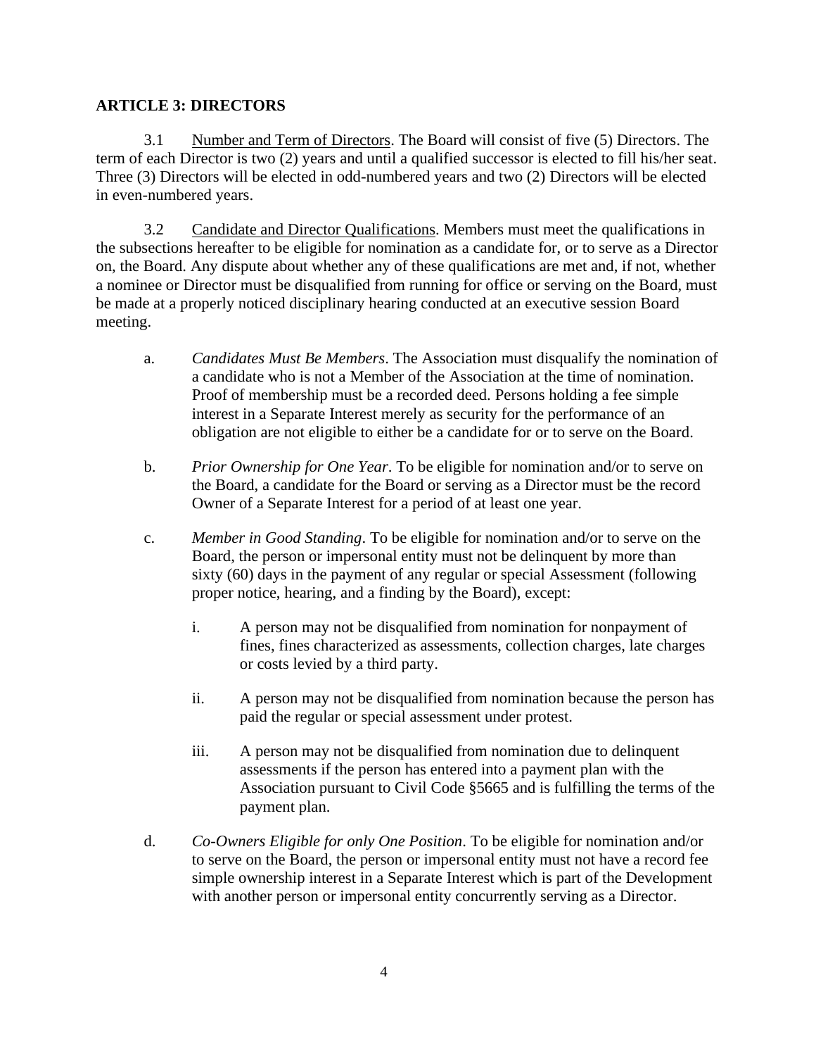## ARTICLE 3: DIRECTORS

3.1 Number and Term of Directors. The Board will consist of five (5) Directors. The term of each Director is two (2) years and until a qualified successor is elected to fill his/her seat. Three (3) Directors will be elected in odd-numbered years and two (2) Directors will be elected in even-numbered years.

3.2 Candidate and Director Qualifications. Members must meet the qualifications in the subsections hereafter to be eligible for nomination as a candidate for, or to serve as a Director on, the Board. Any dispute about whether any of these qualifications are met and, if not, whether a nominee or Director must be disqualified from running for office or serving on the Board, must be made at a properly noticed disciplinary hearing conducted at an executive session Board meeting.

a. *Candidates Must Be Members*. The Association must disqualify the nomination of a candidate who is not a Member of the Association at the time of nomination. Proof of membership must be a recorded deed. Persons holding a fee simple interest in a Separate Interest merely as security for the performance of an obligation are not eligible to either be a candidate for or to serve on the Board.

b. *Prior Ownership for One Year*. To be eligible for nomination and/or to serve on the Board, a candidate for the Board or serving as a Director must be the record Owner of a Separate Interest for a period of at least one year.

c. *Member in Good Standing*. To be eligible for nomination and/or to serve on the Board, the person or impersonal entity must not be delinquent by more than sixty (60) days in the payment of any regular or special Assessment (following proper notice, hearing, and a finding by the Board), except:

   i. A person may not be disqualified from nomination for nonpayment of fines, fines characterized as assessments, collection charges, late charges or costs levied by a third party.

   ii. A person may not be disqualified from nomination because the person has paid the regular or special assessment under protest.

   iii. A person may not be disqualified from nomination due to delinquent assessments if the person has entered into a payment plan with the Association pursuant to Civil Code §5665 and is fulfilling the terms of the payment plan.

d. *Co-Owners Eligible for only One Position*. To be eligible for nomination and/or to serve on the Board, the person or impersonal entity must not have a record fee simple ownership interest in a Separate Interest which is part of the Development with another person or impersonal entity concurrently serving as a Director.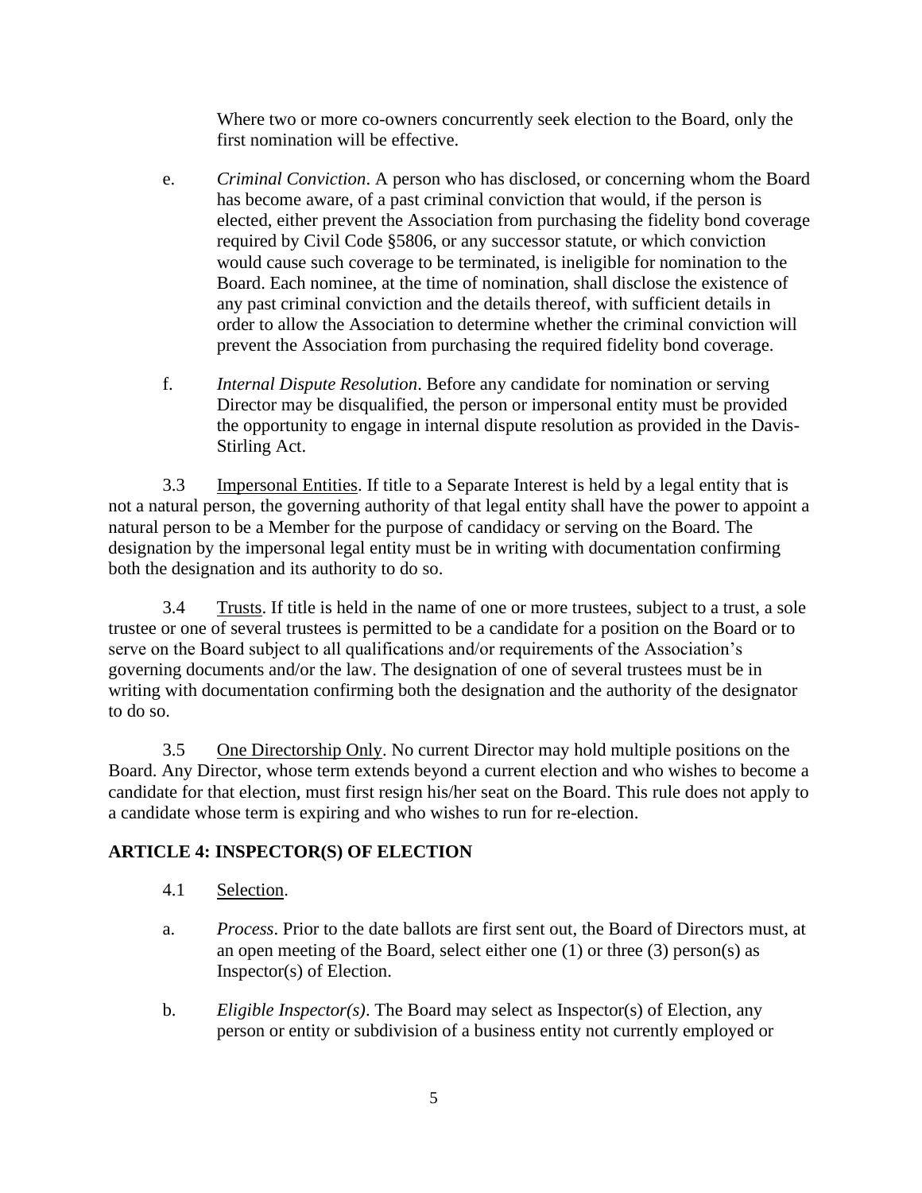Where two or more co-owners concurrently seek election to the Board, only the first nomination will be effective.

e. *Criminal Conviction*. A person who has disclosed, or concerning whom the Board has become aware, of a past criminal conviction that would, if the person is elected, either prevent the Association from purchasing the fidelity bond coverage required by Civil Code §5806, or any successor statute, or which conviction would cause such coverage to be terminated, is ineligible for nomination to the Board. Each nominee, at the time of nomination, shall disclose the existence of any past criminal conviction and the details thereof, with sufficient details in order to allow the Association to determine whether the criminal conviction will prevent the Association from purchasing the required fidelity bond coverage.

f. *Internal Dispute Resolution*. Before any candidate for nomination or serving Director may be disqualified, the person or impersonal entity must be provided the opportunity to engage in internal dispute resolution as provided in the Davis-Stirling Act.

3.3 Impersonal Entities. If title to a Separate Interest is held by a legal entity that is not a natural person, the governing authority of that legal entity shall have the power to appoint a natural person to be a Member for the purpose of candidacy or serving on the Board. The designation by the impersonal legal entity must be in writing with documentation confirming both the designation and its authority to do so.

3.4 Trusts. If title is held in the name of one or more trustees, subject to a trust, a sole trustee or one of several trustees is permitted to be a candidate for a position on the Board or to serve on the Board subject to all qualifications and/or requirements of the Association's governing documents and/or the law. The designation of one of several trustees must be in writing with documentation confirming both the designation and the authority of the designator to do so.

3.5 One Directorship Only. No current Director may hold multiple positions on the Board. Any Director, whose term extends beyond a current election and who wishes to become a candidate for that election, must first resign his/her seat on the Board. This rule does not apply to a candidate whose term is expiring and who wishes to run for re-election.

## ARTICLE 4: INSPECTOR(S) OF ELECTION

4.1 Selection.

a. *Process*. Prior to the date ballots are first sent out, the Board of Directors must, at an open meeting of the Board, select either one (1) or three (3) person(s) as Inspector(s) of Election.

b. *Eligible Inspector(s)*. The Board may select as Inspector(s) of Election, any person or entity or subdivision of a business entity not currently employed or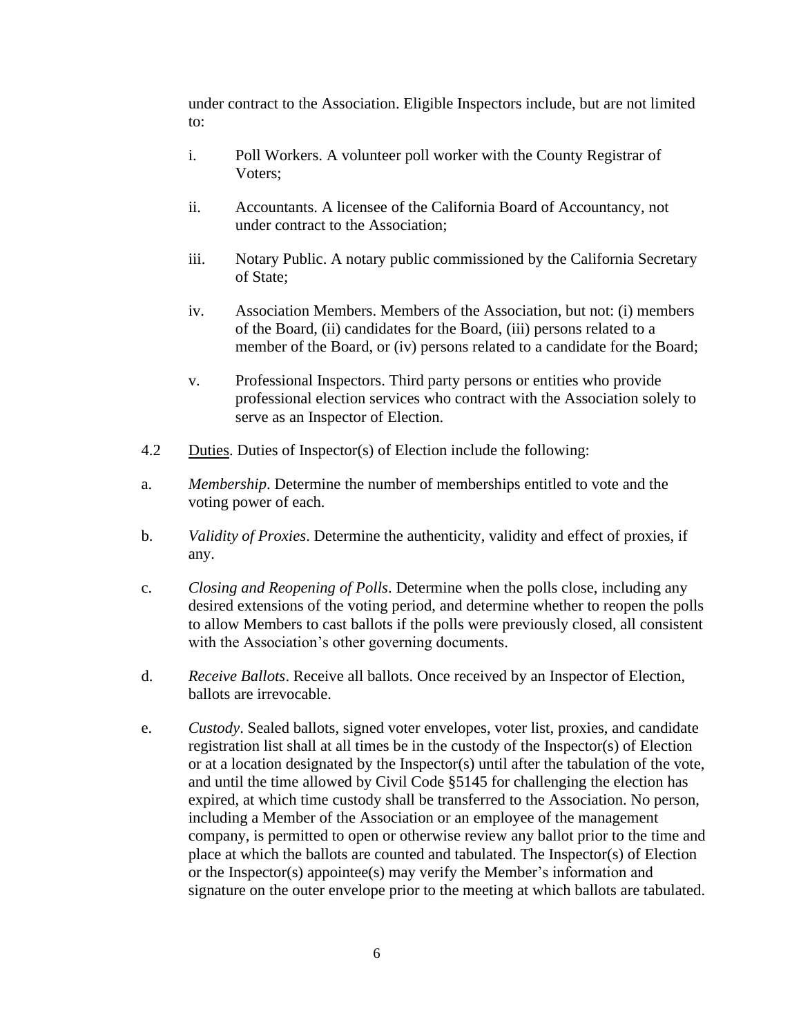under contract to the Association. Eligible Inspectors include, but are not limited to:

i. Poll Workers. A volunteer poll worker with the County Registrar of Voters;

ii. Accountants. A licensee of the California Board of Accountancy, not under contract to the Association;

iii. Notary Public. A notary public commissioned by the California Secretary of State;

iv. Association Members. Members of the Association, but not: (i) members of the Board, (ii) candidates for the Board, (iii) persons related to a member of the Board, or (iv) persons related to a candidate for the Board;

v. Professional Inspectors. Third party persons or entities who provide professional election services who contract with the Association solely to serve as an Inspector of Election.

4.2 Duties. Duties of Inspector(s) of Election include the following:

a. *Membership*. Determine the number of memberships entitled to vote and the voting power of each.

b. *Validity of Proxies*. Determine the authenticity, validity and effect of proxies, if any.

c. *Closing and Reopening of Polls*. Determine when the polls close, including any desired extensions of the voting period, and determine whether to reopen the polls to allow Members to cast ballots if the polls were previously closed, all consistent with the Association's other governing documents.

d. *Receive Ballots*. Receive all ballots. Once received by an Inspector of Election, ballots are irrevocable.

e. *Custody*. Sealed ballots, signed voter envelopes, voter list, proxies, and candidate registration list shall at all times be in the custody of the Inspector(s) of Election or at a location designated by the Inspector(s) until after the tabulation of the vote, and until the time allowed by Civil Code §5145 for challenging the election has expired, at which time custody shall be transferred to the Association. No person, including a Member of the Association or an employee of the management company, is permitted to open or otherwise review any ballot prior to the time and place at which the ballots are counted and tabulated. The Inspector(s) of Election or the Inspector(s) appointee(s) may verify the Member's information and signature on the outer envelope prior to the meeting at which ballots are tabulated.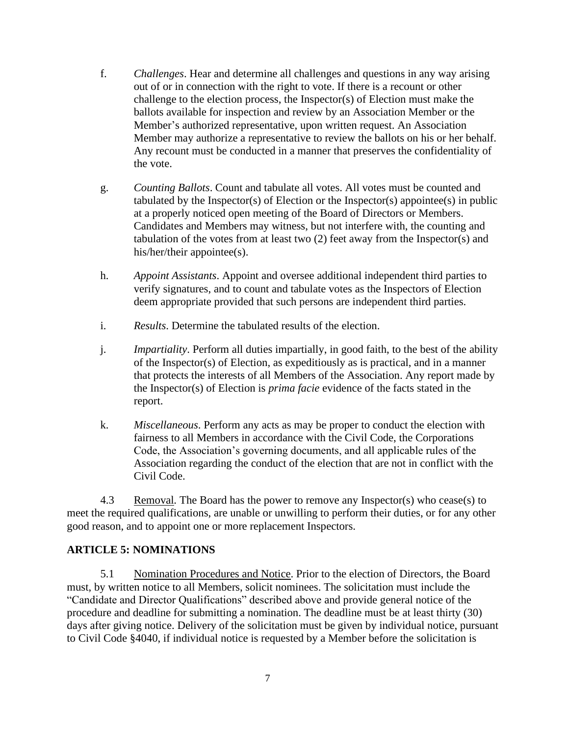f. *Challenges*. Hear and determine all challenges and questions in any way arising out of or in connection with the right to vote. If there is a recount or other challenge to the election process, the Inspector(s) of Election must make the ballots available for inspection and review by an Association Member or the Member's authorized representative, upon written request. An Association Member may authorize a representative to review the ballots on his or her behalf. Any recount must be conducted in a manner that preserves the confidentiality of the vote.

g. *Counting Ballots*. Count and tabulate all votes. All votes must be counted and tabulated by the Inspector(s) of Election or the Inspector(s) appointee(s) in public at a properly noticed open meeting of the Board of Directors or Members. Candidates and Members may witness, but not interfere with, the counting and tabulation of the votes from at least two (2) feet away from the Inspector(s) and his/her/their appointee(s).

h. *Appoint Assistants*. Appoint and oversee additional independent third parties to verify signatures, and to count and tabulate votes as the Inspectors of Election deem appropriate provided that such persons are independent third parties.

i. *Results*. Determine the tabulated results of the election.

j. *Impartiality*. Perform all duties impartially, in good faith, to the best of the ability of the Inspector(s) of Election, as expeditiously as is practical, and in a manner that protects the interests of all Members of the Association. Any report made by the Inspector(s) of Election is *prima facie* evidence of the facts stated in the report.

k. *Miscellaneous*. Perform any acts as may be proper to conduct the election with fairness to all Members in accordance with the Civil Code, the Corporations Code, the Association's governing documents, and all applicable rules of the Association regarding the conduct of the election that are not in conflict with the Civil Code.

4.3 Removal. The Board has the power to remove any Inspector(s) who cease(s) to meet the required qualifications, are unable or unwilling to perform their duties, or for any other good reason, and to appoint one or more replacement Inspectors.

## ARTICLE 5: NOMINATIONS

5.1 Nomination Procedures and Notice. Prior to the election of Directors, the Board must, by written notice to all Members, solicit nominees. The solicitation must include the "Candidate and Director Qualifications" described above and provide general notice of the procedure and deadline for submitting a nomination. The deadline must be at least thirty (30) days after giving notice. Delivery of the solicitation must be given by individual notice, pursuant to Civil Code §4040, if individual notice is requested by a Member before the solicitation is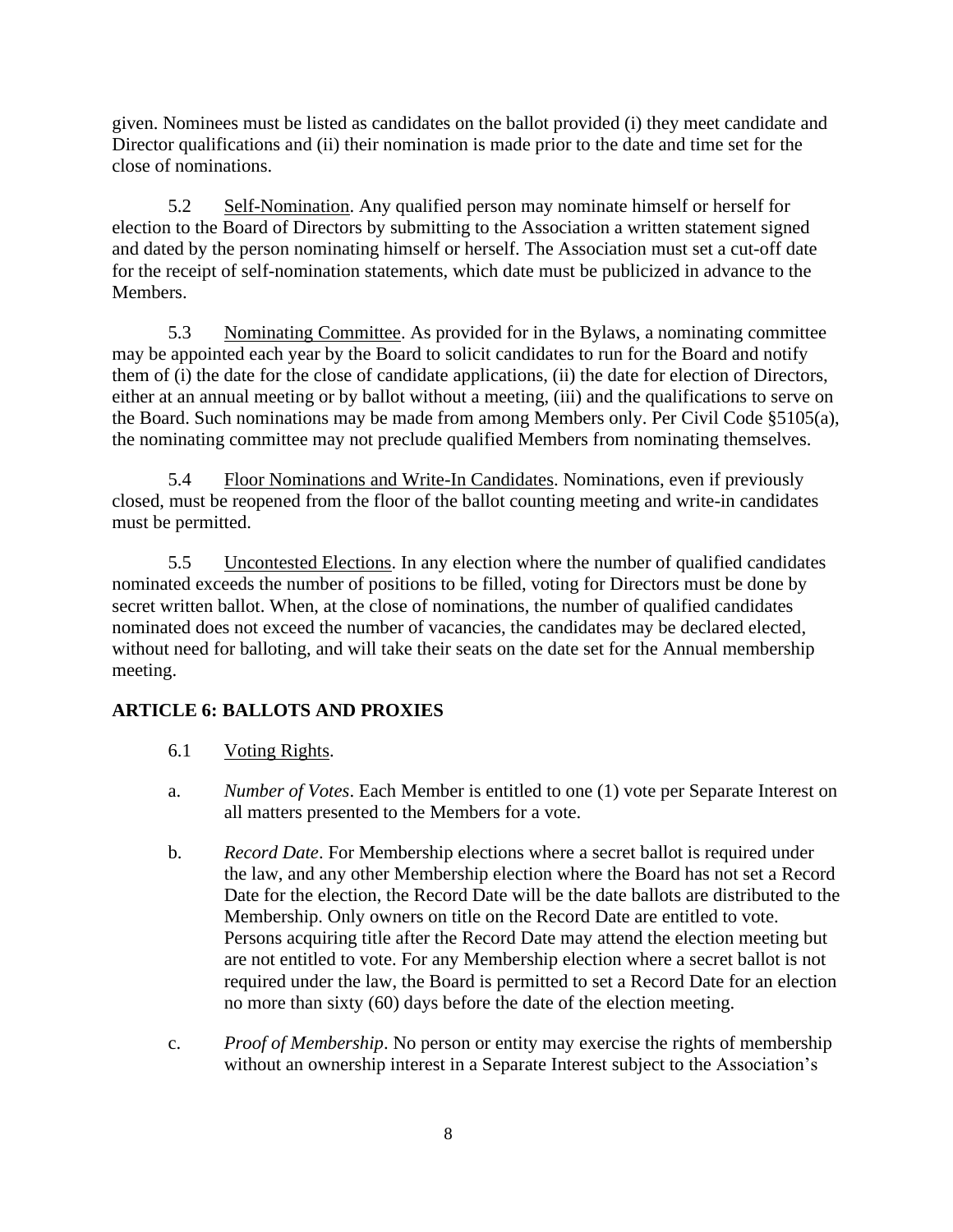given. Nominees must be listed as candidates on the ballot provided (i) they meet candidate and Director qualifications and (ii) their nomination is made prior to the date and time set for the close of nominations.

5.2 Self-Nomination. Any qualified person may nominate himself or herself for election to the Board of Directors by submitting to the Association a written statement signed and dated by the person nominating himself or herself. The Association must set a cut-off date for the receipt of self-nomination statements, which date must be publicized in advance to the Members.

5.3 Nominating Committee. As provided for in the Bylaws, a nominating committee may be appointed each year by the Board to solicit candidates to run for the Board and notify them of (i) the date for the close of candidate applications, (ii) the date for election of Directors, either at an annual meeting or by ballot without a meeting, (iii) and the qualifications to serve on the Board. Such nominations may be made from among Members only. Per Civil Code §5105(a), the nominating committee may not preclude qualified Members from nominating themselves.

5.4 Floor Nominations and Write-In Candidates. Nominations, even if previously closed, must be reopened from the floor of the ballot counting meeting and write-in candidates must be permitted.

5.5 Uncontested Elections. In any election where the number of qualified candidates nominated exceeds the number of positions to be filled, voting for Directors must be done by secret written ballot. When, at the close of nominations, the number of qualified candidates nominated does not exceed the number of vacancies, the candidates may be declared elected, without need for balloting, and will take their seats on the date set for the Annual membership meeting.

## ARTICLE 6: BALLOTS AND PROXIES

6.1 Voting Rights.

a. *Number of Votes*. Each Member is entitled to one (1) vote per Separate Interest on all matters presented to the Members for a vote.

b. *Record Date*. For Membership elections where a secret ballot is required under the law, and any other Membership election where the Board has not set a Record Date for the election, the Record Date will be the date ballots are distributed to the Membership. Only owners on title on the Record Date are entitled to vote. Persons acquiring title after the Record Date may attend the election meeting but are not entitled to vote. For any Membership election where a secret ballot is not required under the law, the Board is permitted to set a Record Date for an election no more than sixty (60) days before the date of the election meeting.

c. *Proof of Membership*. No person or entity may exercise the rights of membership without an ownership interest in a Separate Interest subject to the Association's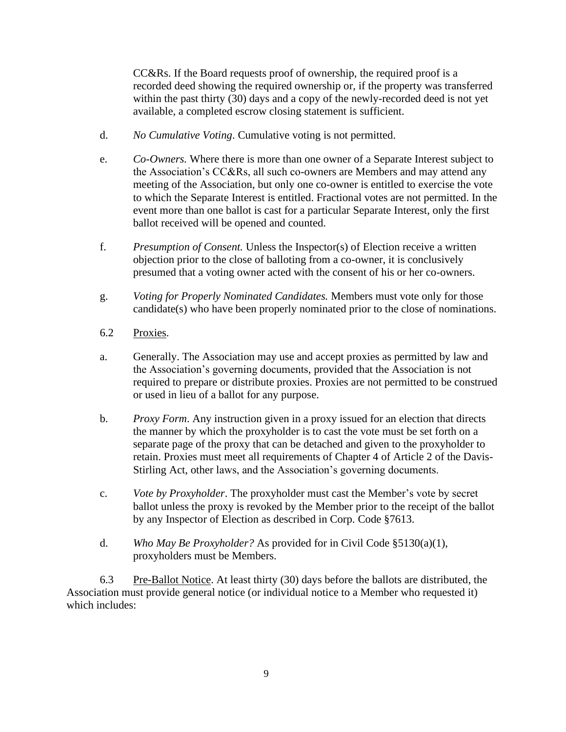CC&Rs. If the Board requests proof of ownership, the required proof is a recorded deed showing the required ownership or, if the property was transferred within the past thirty (30) days and a copy of the newly-recorded deed is not yet available, a completed escrow closing statement is sufficient.

d. *No Cumulative Voting*. Cumulative voting is not permitted.

e. *Co-Owners.* Where there is more than one owner of a Separate Interest subject to the Association's CC&Rs, all such co-owners are Members and may attend any meeting of the Association, but only one co-owner is entitled to exercise the vote to which the Separate Interest is entitled. Fractional votes are not permitted. In the event more than one ballot is cast for a particular Separate Interest, only the first ballot received will be opened and counted.

f. *Presumption of Consent.* Unless the Inspector(s) of Election receive a written objection prior to the close of balloting from a co-owner, it is conclusively presumed that a voting owner acted with the consent of his or her co-owners.

g. *Voting for Properly Nominated Candidates.* Members must vote only for those candidate(s) who have been properly nominated prior to the close of nominations.

6.2 Proxies.

a. Generally. The Association may use and accept proxies as permitted by law and the Association's governing documents, provided that the Association is not required to prepare or distribute proxies. Proxies are not permitted to be construed or used in lieu of a ballot for any purpose.

b. *Proxy Form*. Any instruction given in a proxy issued for an election that directs the manner by which the proxyholder is to cast the vote must be set forth on a separate page of the proxy that can be detached and given to the proxyholder to retain. Proxies must meet all requirements of Chapter 4 of Article 2 of the Davis-Stirling Act, other laws, and the Association's governing documents.

c. *Vote by Proxyholder*. The proxyholder must cast the Member's vote by secret ballot unless the proxy is revoked by the Member prior to the receipt of the ballot by any Inspector of Election as described in Corp. Code §7613.

d. *Who May Be Proxyholder?* As provided for in Civil Code §5130(a)(1), proxyholders must be Members.

6.3 Pre-Ballot Notice. At least thirty (30) days before the ballots are distributed, the Association must provide general notice (or individual notice to a Member who requested it) which includes: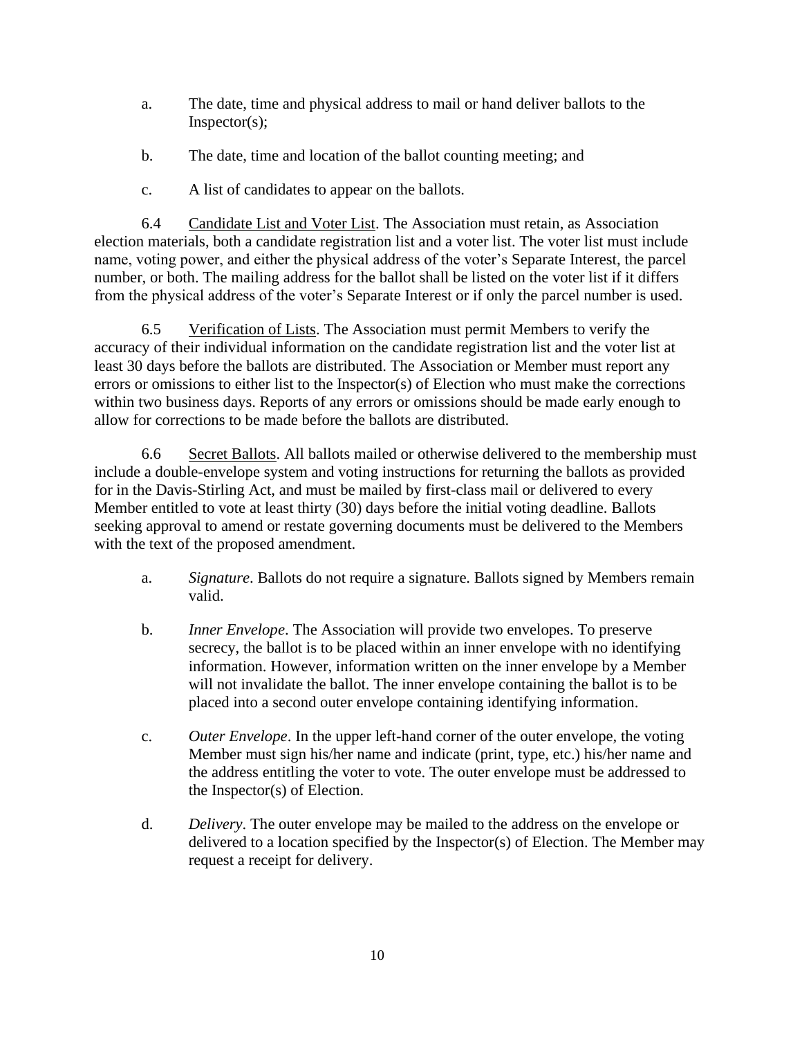a. The date, time and physical address to mail or hand deliver ballots to the Inspector(s);

b. The date, time and location of the ballot counting meeting; and

c. A list of candidates to appear on the ballots.

6.4 Candidate List and Voter List. The Association must retain, as Association election materials, both a candidate registration list and a voter list. The voter list must include name, voting power, and either the physical address of the voter's Separate Interest, the parcel number, or both. The mailing address for the ballot shall be listed on the voter list if it differs from the physical address of the voter's Separate Interest or if only the parcel number is used.

6.5 Verification of Lists. The Association must permit Members to verify the accuracy of their individual information on the candidate registration list and the voter list at least 30 days before the ballots are distributed. The Association or Member must report any errors or omissions to either list to the Inspector(s) of Election who must make the corrections within two business days. Reports of any errors or omissions should be made early enough to allow for corrections to be made before the ballots are distributed.

6.6 Secret Ballots. All ballots mailed or otherwise delivered to the membership must include a double-envelope system and voting instructions for returning the ballots as provided for in the Davis-Stirling Act, and must be mailed by first-class mail or delivered to every Member entitled to vote at least thirty (30) days before the initial voting deadline. Ballots seeking approval to amend or restate governing documents must be delivered to the Members with the text of the proposed amendment.

a. *Signature*. Ballots do not require a signature. Ballots signed by Members remain valid.

b. *Inner Envelope*. The Association will provide two envelopes. To preserve secrecy, the ballot is to be placed within an inner envelope with no identifying information. However, information written on the inner envelope by a Member will not invalidate the ballot. The inner envelope containing the ballot is to be placed into a second outer envelope containing identifying information.

c. *Outer Envelope*. In the upper left-hand corner of the outer envelope, the voting Member must sign his/her name and indicate (print, type, etc.) his/her name and the address entitling the voter to vote. The outer envelope must be addressed to the Inspector(s) of Election.

d. *Delivery*. The outer envelope may be mailed to the address on the envelope or delivered to a location specified by the Inspector(s) of Election. The Member may request a receipt for delivery.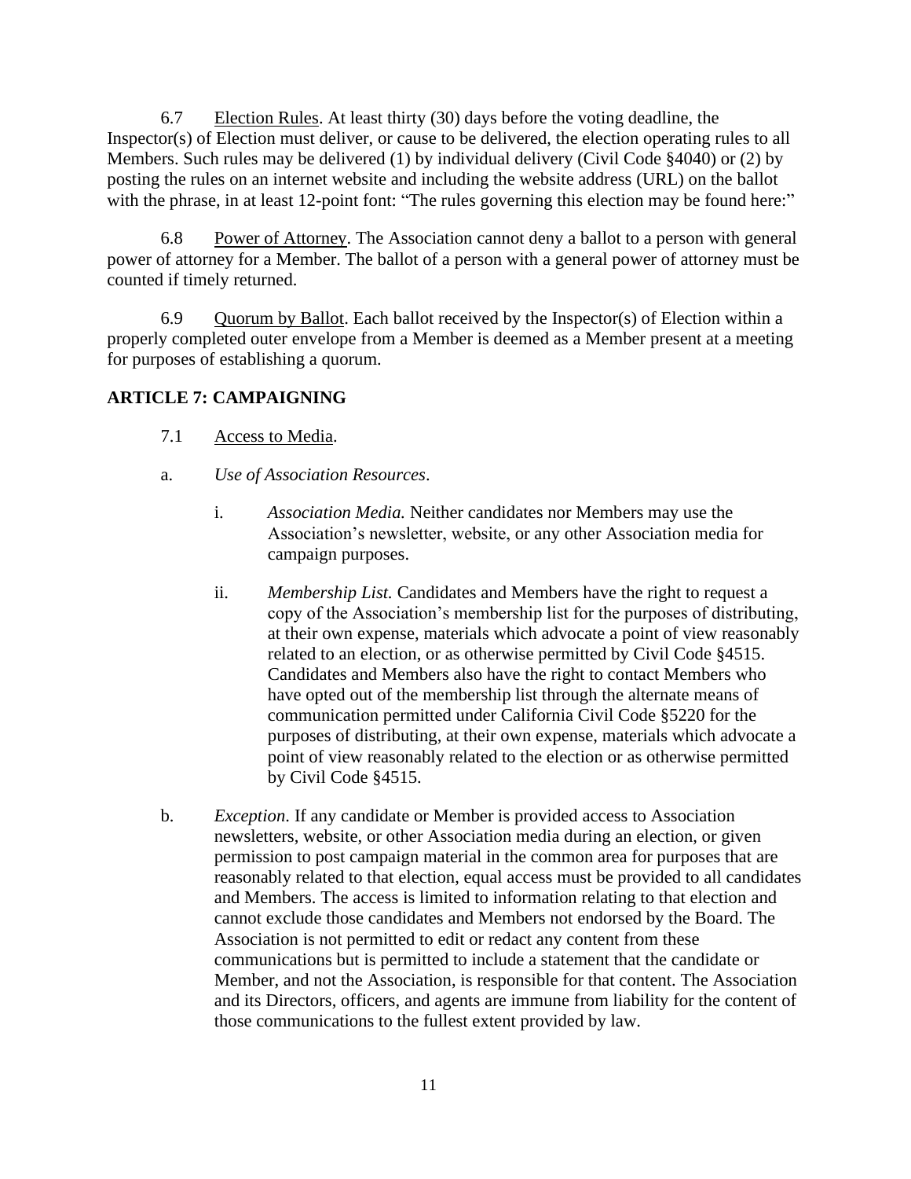6.7 Election Rules. At least thirty (30) days before the voting deadline, the Inspector(s) of Election must deliver, or cause to be delivered, the election operating rules to all Members. Such rules may be delivered (1) by individual delivery (Civil Code §4040) or (2) by posting the rules on an internet website and including the website address (URL) on the ballot with the phrase, in at least 12-point font: "The rules governing this election may be found here:"

6.8 Power of Attorney. The Association cannot deny a ballot to a person with general power of attorney for a Member. The ballot of a person with a general power of attorney must be counted if timely returned.

6.9 Quorum by Ballot. Each ballot received by the Inspector(s) of Election within a properly completed outer envelope from a Member is deemed as a Member present at a meeting for purposes of establishing a quorum.

## ARTICLE 7: CAMPAIGNING

7.1 Access to Media.

a. *Use of Association Resources*.

i. *Association Media.* Neither candidates nor Members may use the Association's newsletter, website, or any other Association media for campaign purposes.

ii. *Membership List.* Candidates and Members have the right to request a copy of the Association's membership list for the purposes of distributing, at their own expense, materials which advocate a point of view reasonably related to an election, or as otherwise permitted by Civil Code §4515. Candidates and Members also have the right to contact Members who have opted out of the membership list through the alternate means of communication permitted under California Civil Code §5220 for the purposes of distributing, at their own expense, materials which advocate a point of view reasonably related to the election or as otherwise permitted by Civil Code §4515.

b. *Exception*. If any candidate or Member is provided access to Association newsletters, website, or other Association media during an election, or given permission to post campaign material in the common area for purposes that are reasonably related to that election, equal access must be provided to all candidates and Members. The access is limited to information relating to that election and cannot exclude those candidates and Members not endorsed by the Board. The Association is not permitted to edit or redact any content from these communications but is permitted to include a statement that the candidate or Member, and not the Association, is responsible for that content. The Association and its Directors, officers, and agents are immune from liability for the content of those communications to the fullest extent provided by law.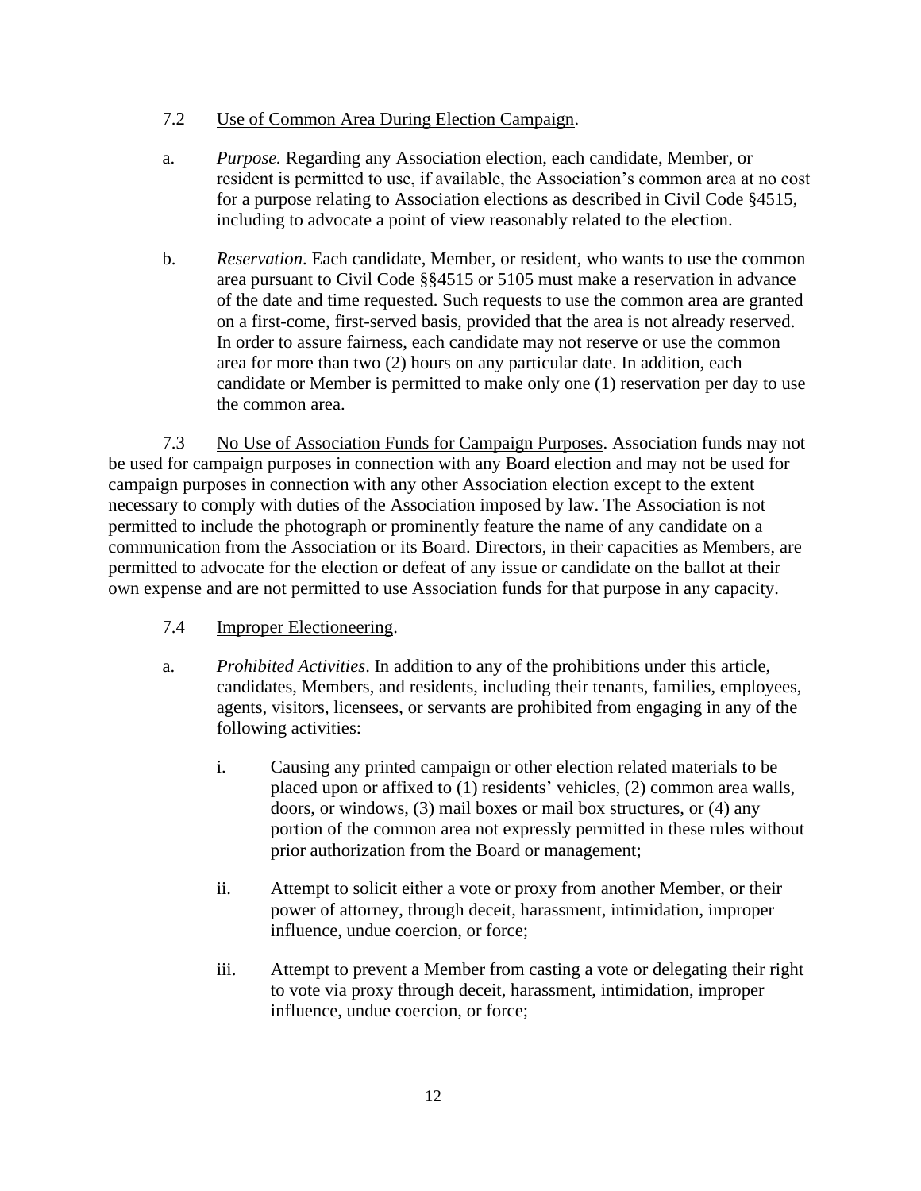7.2 Use of Common Area During Election Campaign.

a. *Purpose.* Regarding any Association election, each candidate, Member, or resident is permitted to use, if available, the Association's common area at no cost for a purpose relating to Association elections as described in Civil Code §4515, including to advocate a point of view reasonably related to the election.

b. *Reservation*. Each candidate, Member, or resident, who wants to use the common area pursuant to Civil Code §§4515 or 5105 must make a reservation in advance of the date and time requested. Such requests to use the common area are granted on a first-come, first-served basis, provided that the area is not already reserved. In order to assure fairness, each candidate may not reserve or use the common area for more than two (2) hours on any particular date. In addition, each candidate or Member is permitted to make only one (1) reservation per day to use the common area.

7.3 No Use of Association Funds for Campaign Purposes. Association funds may not be used for campaign purposes in connection with any Board election and may not be used for campaign purposes in connection with any other Association election except to the extent necessary to comply with duties of the Association imposed by law. The Association is not permitted to include the photograph or prominently feature the name of any candidate on a communication from the Association or its Board. Directors, in their capacities as Members, are permitted to advocate for the election or defeat of any issue or candidate on the ballot at their own expense and are not permitted to use Association funds for that purpose in any capacity.

7.4 Improper Electioneering.

a. *Prohibited Activities*. In addition to any of the prohibitions under this article, candidates, Members, and residents, including their tenants, families, employees, agents, visitors, licensees, or servants are prohibited from engaging in any of the following activities:

i. Causing any printed campaign or other election related materials to be placed upon or affixed to (1) residents' vehicles, (2) common area walls, doors, or windows, (3) mail boxes or mail box structures, or (4) any portion of the common area not expressly permitted in these rules without prior authorization from the Board or management;

ii. Attempt to solicit either a vote or proxy from another Member, or their power of attorney, through deceit, harassment, intimidation, improper influence, undue coercion, or force;

iii. Attempt to prevent a Member from casting a vote or delegating their right to vote via proxy through deceit, harassment, intimidation, improper influence, undue coercion, or force;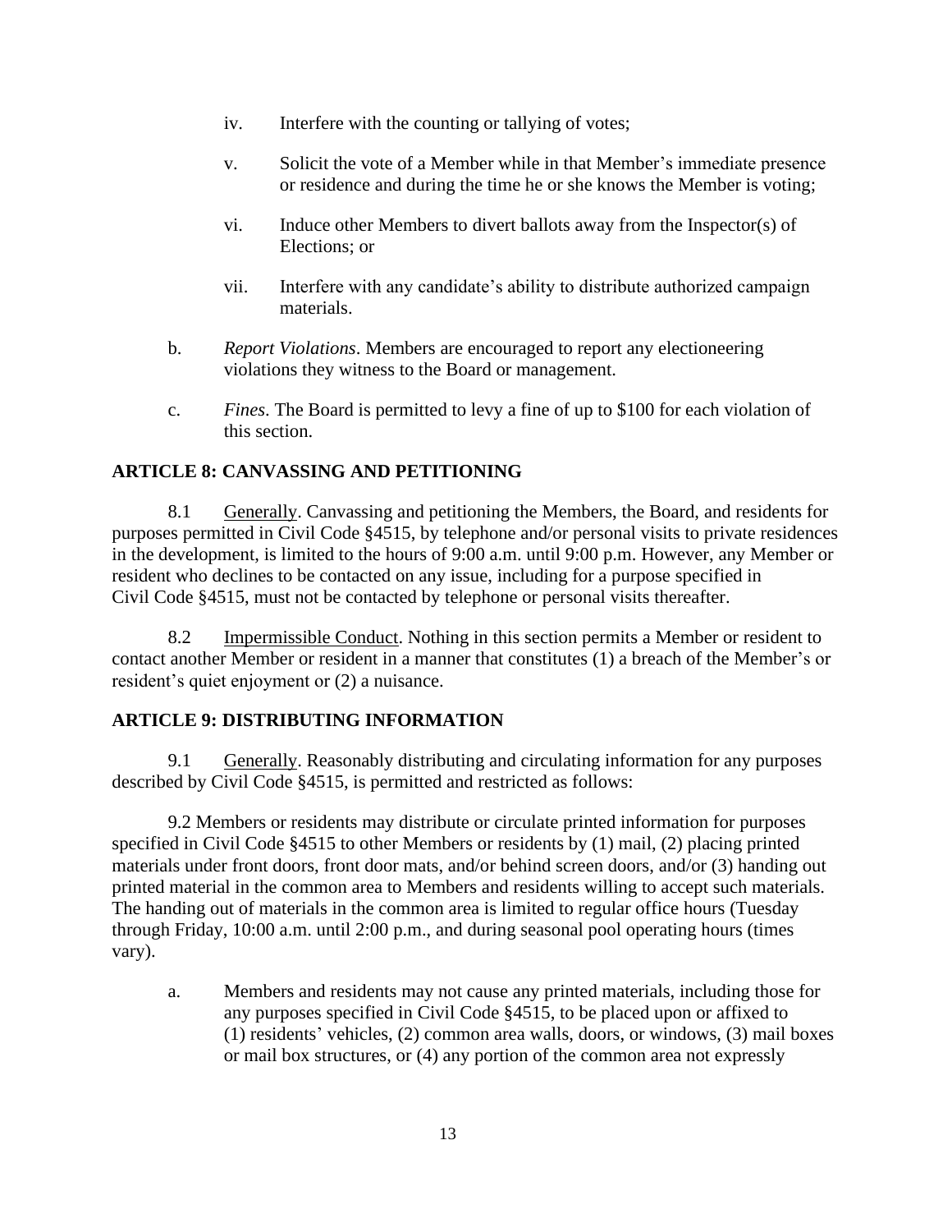iv. Interfere with the counting or tallying of votes;

v. Solicit the vote of a Member while in that Member's immediate presence or residence and during the time he or she knows the Member is voting;

vi. Induce other Members to divert ballots away from the Inspector(s) of Elections; or

vii. Interfere with any candidate's ability to distribute authorized campaign materials.

b. *Report Violations*. Members are encouraged to report any electioneering violations they witness to the Board or management.

c. *Fines*. The Board is permitted to levy a fine of up to $100 for each violation of this section.

## ARTICLE 8: CANVASSING AND PETITIONING

8.1 Generally. Canvassing and petitioning the Members, the Board, and residents for purposes permitted in Civil Code §4515, by telephone and/or personal visits to private residences in the development, is limited to the hours of 9:00 a.m. until 9:00 p.m. However, any Member or resident who declines to be contacted on any issue, including for a purpose specified in Civil Code §4515, must not be contacted by telephone or personal visits thereafter.

8.2 Impermissible Conduct. Nothing in this section permits a Member or resident to contact another Member or resident in a manner that constitutes (1) a breach of the Member's or resident's quiet enjoyment or (2) a nuisance.

## ARTICLE 9: DISTRIBUTING INFORMATION

9.1 Generally. Reasonably distributing and circulating information for any purposes described by Civil Code §4515, is permitted and restricted as follows:

9.2 Members or residents may distribute or circulate printed information for purposes specified in Civil Code §4515 to other Members or residents by (1) mail, (2) placing printed materials under front doors, front door mats, and/or behind screen doors, and/or (3) handing out printed material in the common area to Members and residents willing to accept such materials. The handing out of materials in the common area is limited to regular office hours (Tuesday through Friday, 10:00 a.m. until 2:00 p.m., and during seasonal pool operating hours (times vary).

a. Members and residents may not cause any printed materials, including those for any purposes specified in Civil Code §4515, to be placed upon or affixed to (1) residents' vehicles, (2) common area walls, doors, or windows, (3) mail boxes or mail box structures, or (4) any portion of the common area not expressly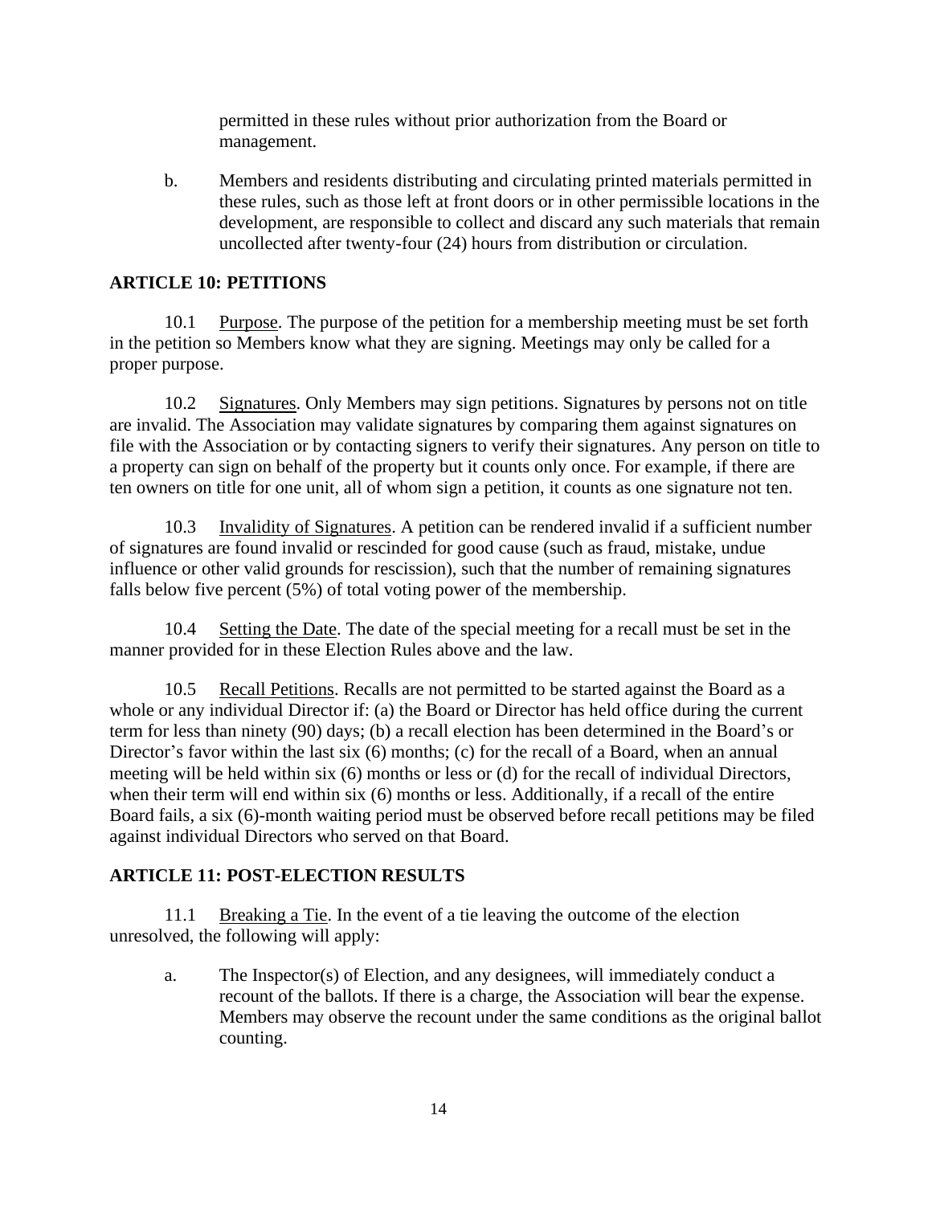permitted in these rules without prior authorization from the Board or management.

b. Members and residents distributing and circulating printed materials permitted in these rules, such as those left at front doors or in other permissible locations in the development, are responsible to collect and discard any such materials that remain uncollected after twenty-four (24) hours from distribution or circulation.

**ARTICLE 10: PETITIONS**

10.1 Purpose. The purpose of the petition for a membership meeting must be set forth in the petition so Members know what they are signing. Meetings may only be called for a proper purpose.

10.2 Signatures. Only Members may sign petitions. Signatures by persons not on title are invalid. The Association may validate signatures by comparing them against signatures on file with the Association or by contacting signers to verify their signatures. Any person on title to a property can sign on behalf of the property but it counts only once. For example, if there are ten owners on title for one unit, all of whom sign a petition, it counts as one signature not ten.

10.3 Invalidity of Signatures. A petition can be rendered invalid if a sufficient number of signatures are found invalid or rescinded for good cause (such as fraud, mistake, undue influence or other valid grounds for rescission), such that the number of remaining signatures falls below five percent (5%) of total voting power of the membership.

10.4 Setting the Date. The date of the special meeting for a recall must be set in the manner provided for in these Election Rules above and the law.

10.5 Recall Petitions. Recalls are not permitted to be started against the Board as a whole or any individual Director if: (a) the Board or Director has held office during the current term for less than ninety (90) days; (b) a recall election has been determined in the Board's or Director's favor within the last six (6) months; (c) for the recall of a Board, when an annual meeting will be held within six (6) months or less or (d) for the recall of individual Directors, when their term will end within six (6) months or less. Additionally, if a recall of the entire Board fails, a six (6)-month waiting period must be observed before recall petitions may be filed against individual Directors who served on that Board.

**ARTICLE 11: POST-ELECTION RESULTS**

11.1 Breaking a Tie. In the event of a tie leaving the outcome of the election unresolved, the following will apply:

a. The Inspector(s) of Election, and any designees, will immediately conduct a recount of the ballots. If there is a charge, the Association will bear the expense. Members may observe the recount under the same conditions as the original ballot counting.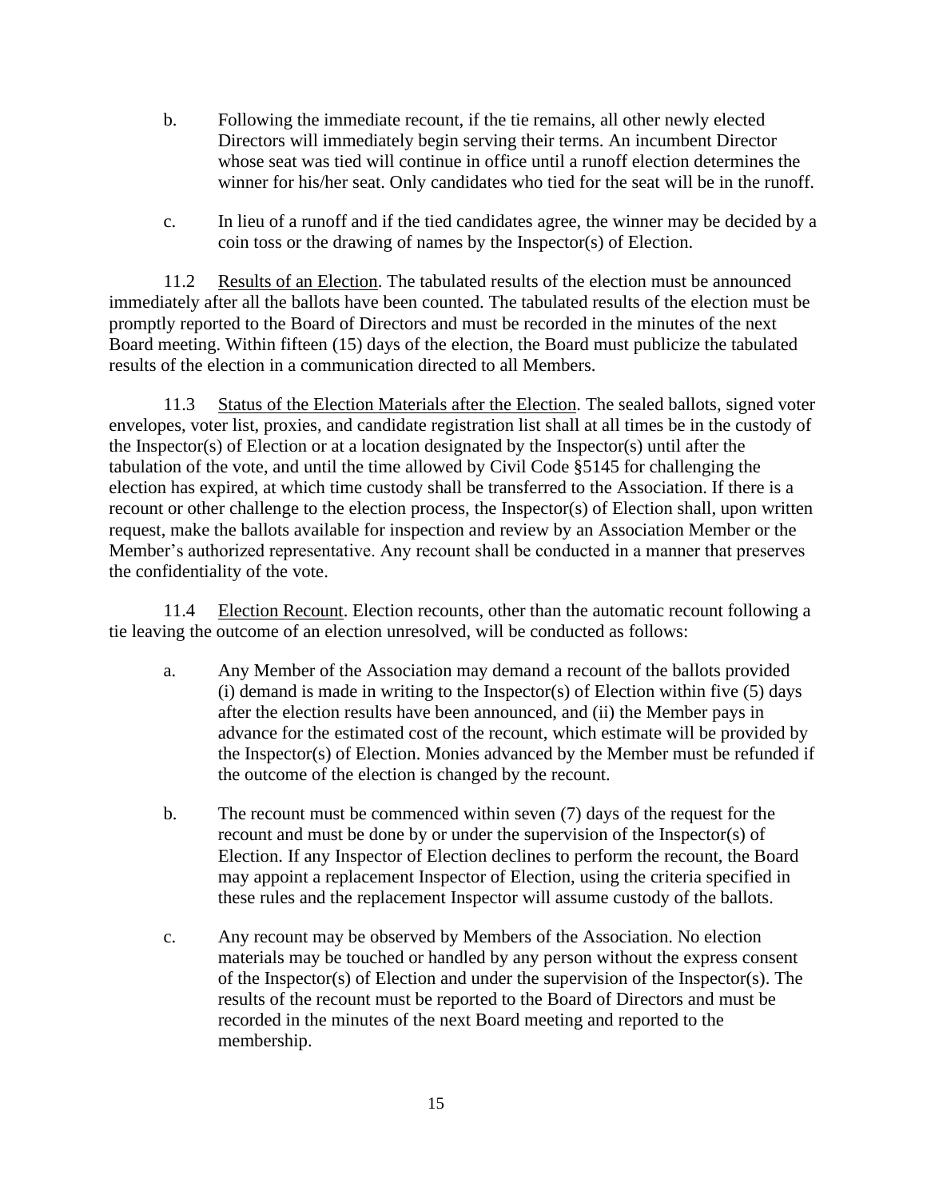b. Following the immediate recount, if the tie remains, all other newly elected Directors will immediately begin serving their terms. An incumbent Director whose seat was tied will continue in office until a runoff election determines the winner for his/her seat. Only candidates who tied for the seat will be in the runoff.

c. In lieu of a runoff and if the tied candidates agree, the winner may be decided by a coin toss or the drawing of names by the Inspector(s) of Election.

11.2 Results of an Election. The tabulated results of the election must be announced immediately after all the ballots have been counted. The tabulated results of the election must be promptly reported to the Board of Directors and must be recorded in the minutes of the next Board meeting. Within fifteen (15) days of the election, the Board must publicize the tabulated results of the election in a communication directed to all Members.

11.3 Status of the Election Materials after the Election. The sealed ballots, signed voter envelopes, voter list, proxies, and candidate registration list shall at all times be in the custody of the Inspector(s) of Election or at a location designated by the Inspector(s) until after the tabulation of the vote, and until the time allowed by Civil Code §5145 for challenging the election has expired, at which time custody shall be transferred to the Association. If there is a recount or other challenge to the election process, the Inspector(s) of Election shall, upon written request, make the ballots available for inspection and review by an Association Member or the Member's authorized representative. Any recount shall be conducted in a manner that preserves the confidentiality of the vote.

11.4 Election Recount. Election recounts, other than the automatic recount following a tie leaving the outcome of an election unresolved, will be conducted as follows:

a. Any Member of the Association may demand a recount of the ballots provided (i) demand is made in writing to the Inspector(s) of Election within five (5) days after the election results have been announced, and (ii) the Member pays in advance for the estimated cost of the recount, which estimate will be provided by the Inspector(s) of Election. Monies advanced by the Member must be refunded if the outcome of the election is changed by the recount.

b. The recount must be commenced within seven (7) days of the request for the recount and must be done by or under the supervision of the Inspector(s) of Election. If any Inspector of Election declines to perform the recount, the Board may appoint a replacement Inspector of Election, using the criteria specified in these rules and the replacement Inspector will assume custody of the ballots.

c. Any recount may be observed by Members of the Association. No election materials may be touched or handled by any person without the express consent of the Inspector(s) of Election and under the supervision of the Inspector(s). The results of the recount must be reported to the Board of Directors and must be recorded in the minutes of the next Board meeting and reported to the membership.